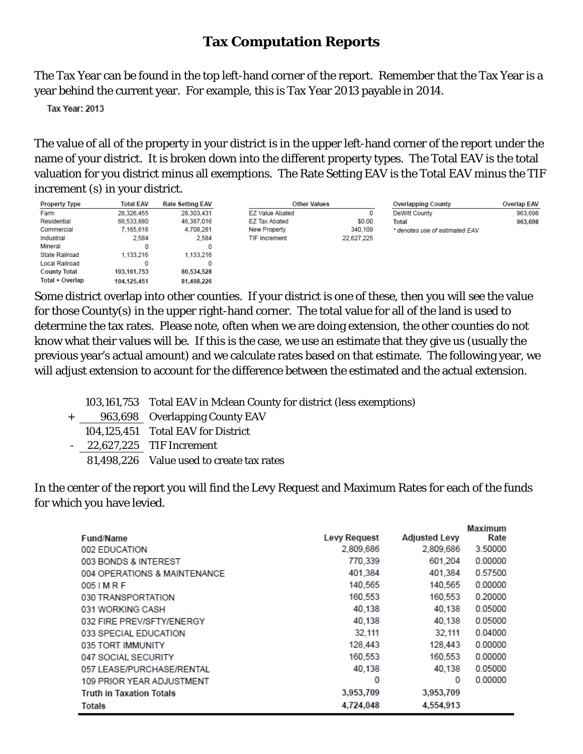# Tax Computation Reports

The Tax Year can be found in the top left-hand corner of the report. Remember that the Tax Year is a year behind the current year. For example, this is Tax Year 2013 payable in 2014.

**Tax Year: 2013**

The value of all of the property in your district is in the upper left-hand corner of the report under the name of your district. It is broken down into the different property types. The Total EAV is the total valuation for you district minus all exemptions. The Rate Setting EAV is the Total EAV minus the TIF increment (s) in your district.

| Property Type | Total EAV | Rate Setting EAV |
|---|---|---|
| Farm | 28,326,455 | 28,303,431 |
| Residential | 66,533,880 | 46,387,016 |
| Commercial | 7,165,618 | 4,708,281 |
| Industrial | 2,584 | 2,584 |
| Mineral | 0 | 0 |
| State Railroad | 1,133,216 | 1,133,216 |
| Local Railroad | 0 | 0 |
| **County Total** | **103,161,753** | **80,534,528** |
| **Total + Overlap** | **104,125,451** | **81,498,226** |

| Other Values | |
|---|---|
| EZ Value Abated | 0 |
| EZ Tax Abated | $0.00 |
| New Property | 340,109 |
| TIF Increment | 22,627,225 |

| Overlapping County | Overlap EAV |
|---|---|
| DeWitt County | 963,698 |
| **Total** | **963,698** |

*\* denotes use of estimated EAV*

Some district overlap into other counties. If your district is one of these, then you will see the value for those County(s) in the upper right-hand corner. The total value for all of the land is used to determine the tax rates. Please note, often when we are doing extension, the other counties do not know what their values will be. If this is the case, we use an estimate that they give us (usually the previous year's actual amount) and we calculate rates based on that estimate. The following year, we will adjust extension to account for the difference between the estimated and the actual extension.

| | Amount | Description |
|---|---|---|
| | 103,161,753 | Total EAV in Mclean County for district (less exemptions) |
| + | 963,698 | Overlapping County EAV |
| | 104,125,451 | Total EAV for District |
| - | 22,627,225 | TIF Increment |
| | 81,498,226 | Value used to create tax rates |

In the center of the report you will find the Levy Request and Maximum Rates for each of the funds for which you have levied.

| Fund/Name | Levy Request | Adjusted Levy | Maximum Rate |
|---|---|---|---|
| 002 EDUCATION | 2,809,686 | 2,809,686 | 3.50000 |
| 003 BONDS & INTEREST | 770,339 | 601,204 | 0.00000 |
| 004 OPERATIONS & MAINTENANCE | 401,384 | 401,384 | 0.57500 |
| 005 I M R F | 140,565 | 140,565 | 0.00000 |
| 030 TRANSPORTATION | 160,553 | 160,553 | 0.20000 |
| 031 WORKING CASH | 40,138 | 40,138 | 0.05000 |
| 032 FIRE PREV/SFTY/ENERGY | 40,138 | 40,138 | 0.05000 |
| 033 SPECIAL EDUCATION | 32,111 | 32,111 | 0.04000 |
| 035 TORT IMMUNITY | 128,443 | 128,443 | 0.00000 |
| 047 SOCIAL SECURITY | 160,553 | 160,553 | 0.00000 |
| 057 LEASE/PURCHASE/RENTAL | 40,138 | 40,138 | 0.05000 |
| 109 PRIOR YEAR ADJUSTMENT | 0 | 0 | 0.00000 |
| **Truth in Taxation Totals** | **3,953,709** | **3,953,709** | |
| **Totals** | **4,724,048** | **4,554,913** | |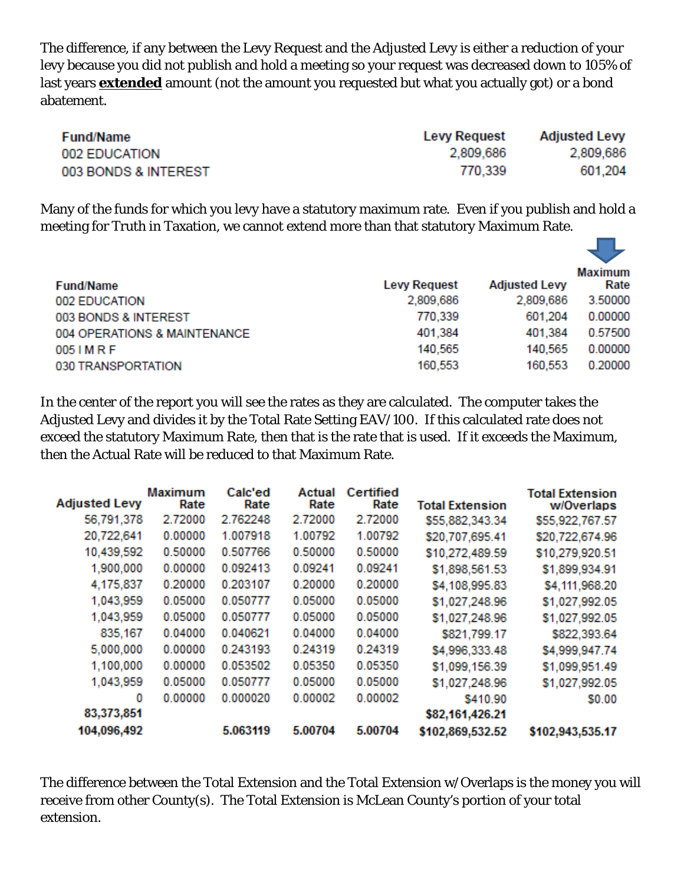The difference, if any between the Levy Request and the Adjusted Levy is either a reduction of your levy because you did not publish and hold a meeting so your request was decreased down to 105% of last years **extended** amount (not the amount you requested but what you actually got) or a bond abatement.

| Fund/Name | Levy Request | Adjusted Levy |
|---|---|---|
| 002 EDUCATION | 2,809,686 | 2,809,686 |
| 003 BONDS & INTEREST | 770,339 | 601,204 |

Many of the funds for which you levy have a statutory maximum rate. Even if you publish and hold a meeting for Truth in Taxation, we cannot extend more than that statutory Maximum Rate.

| Fund/Name | Levy Request | Adjusted Levy | Maximum Rate |
|---|---|---|---|
| 002 EDUCATION | 2,809,686 | 2,809,686 | 3.50000 |
| 003 BONDS & INTEREST | 770,339 | 601,204 | 0.00000 |
| 004 OPERATIONS & MAINTENANCE | 401,384 | 401,384 | 0.57500 |
| 005 I M R F | 140,565 | 140,565 | 0.00000 |
| 030 TRANSPORTATION | 160,553 | 160,553 | 0.20000 |

In the center of the report you will see the rates as they are calculated. The computer takes the Adjusted Levy and divides it by the Total Rate Setting EAV/100. If this calculated rate does not exceed the statutory Maximum Rate, then that is the rate that is used. If it exceeds the Maximum, then the Actual Rate will be reduced to that Maximum Rate.

| Adjusted Levy | Maximum Rate | Calc'ed Rate | Actual Rate | Certified Rate | Total Extension | Total Extension w/Overlaps |
|---|---|---|---|---|---|---|
| 56,791,378 | 2.72000 | 2.762248 | 2.72000 | 2.72000 | $55,882,343.34 | $55,922,767.57 |
| 20,722,641 | 0.00000 | 1.007918 | 1.00792 | 1.00792 | $20,707,695.41 | $20,722,674.96 |
| 10,439,592 | 0.50000 | 0.507766 | 0.50000 | 0.50000 | $10,272,489.59 | $10,279,920.51 |
| 1,900,000 | 0.00000 | 0.092413 | 0.09241 | 0.09241 | $1,898,561.53 | $1,899,934.91 |
| 4,175,837 | 0.20000 | 0.203107 | 0.20000 | 0.20000 | $4,108,995.83 | $4,111,968.20 |
| 1,043,959 | 0.05000 | 0.050777 | 0.05000 | 0.05000 | $1,027,248.96 | $1,027,992.05 |
| 1,043,959 | 0.05000 | 0.050777 | 0.05000 | 0.05000 | $1,027,248.96 | $1,027,992.05 |
| 835,167 | 0.04000 | 0.040621 | 0.04000 | 0.04000 | $821,799.17 | $822,393.64 |
| 5,000,000 | 0.00000 | 0.243193 | 0.24319 | 0.24319 | $4,996,333.48 | $4,999,947.74 |
| 1,100,000 | 0.00000 | 0.053502 | 0.05350 | 0.05350 | $1,099,156.39 | $1,099,951.49 |
| 1,043,959 | 0.05000 | 0.050777 | 0.05000 | 0.05000 | $1,027,248.96 | $1,027,992.05 |
| 0 | 0.00000 | 0.000020 | 0.00002 | 0.00002 | $410.90 | $0.00 |
| **83,373,851** | | | | | **$82,161,426.21** | |
| **104,096,492** | | **5.063119** | **5.00704** | **5.00704** | **$102,869,532.52** | **$102,943,535.17** |

The difference between the Total Extension and the Total Extension w/Overlaps is the money you will receive from other County(s). The Total Extension is McLean County's portion of your total extension.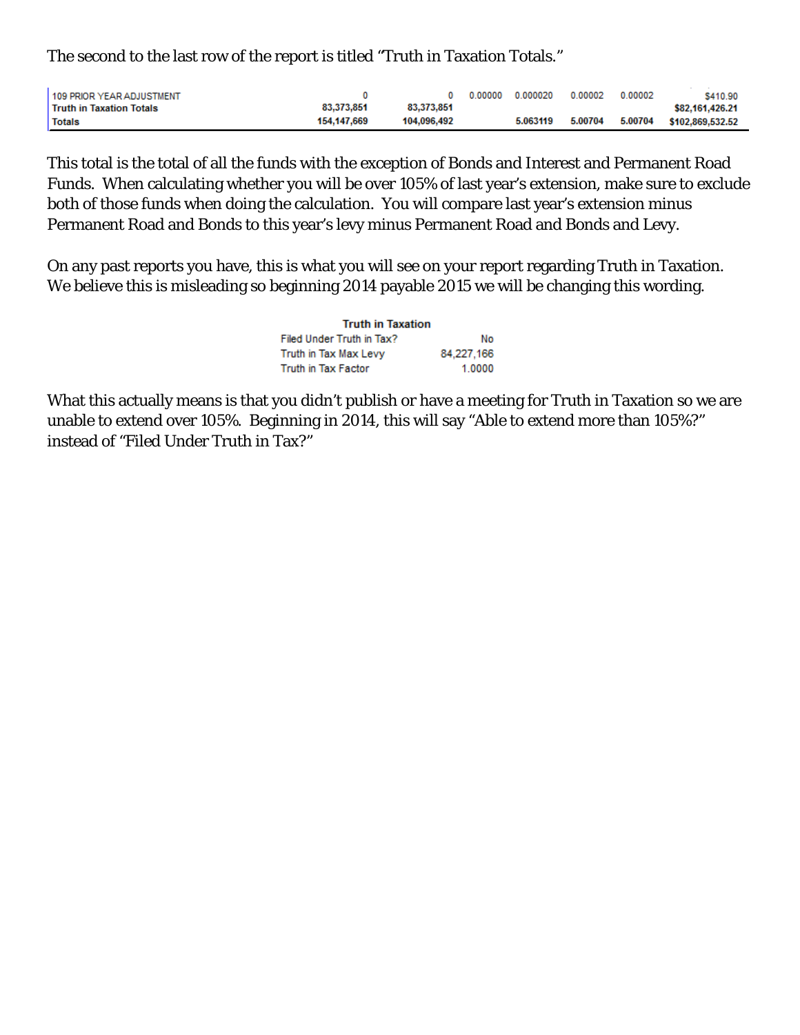The second to the last row of the report is titled "Truth in Taxation Totals."

| | | | | | | | |
|---|---|---|---|---|---|---|---|
| 109 PRIOR YEAR ADJUSTMENT | 0 | 0 | 0.00000 | 0.000020 | 0.00002 | 0.00002 | $410.90 |
| **Truth in Taxation Totals** | **83,373,851** | **83,373,851** | | | | | **$82,161,426.21** |
| **Totals** | **154,147,669** | **104,096,492** | | **5.063119** | **5.00704** | **5.00704** | **$102,869,532.52** |

This total is the total of all the funds with the exception of Bonds and Interest and Permanent Road Funds. When calculating whether you will be over 105% of last year's extension, make sure to exclude both of those funds when doing the calculation. You will compare last year's extension minus Permanent Road and Bonds to this year's levy minus Permanent Road and Bonds and Levy.

On any past reports you have, this is what you will see on your report regarding Truth in Taxation. We believe this is misleading so beginning 2014 payable 2015 we will be changing this wording.

| Truth in Taxation | |
|---|---|
| Filed Under Truth in Tax? | No |
| Truth in Tax Max Levy | 84,227,166 |
| Truth in Tax Factor | 1.0000 |

What this actually means is that you didn't publish or have a meeting for Truth in Taxation so we are unable to extend over 105%. Beginning in 2014, this will say "Able to extend more than 105%?" instead of "Filed Under Truth in Tax?"